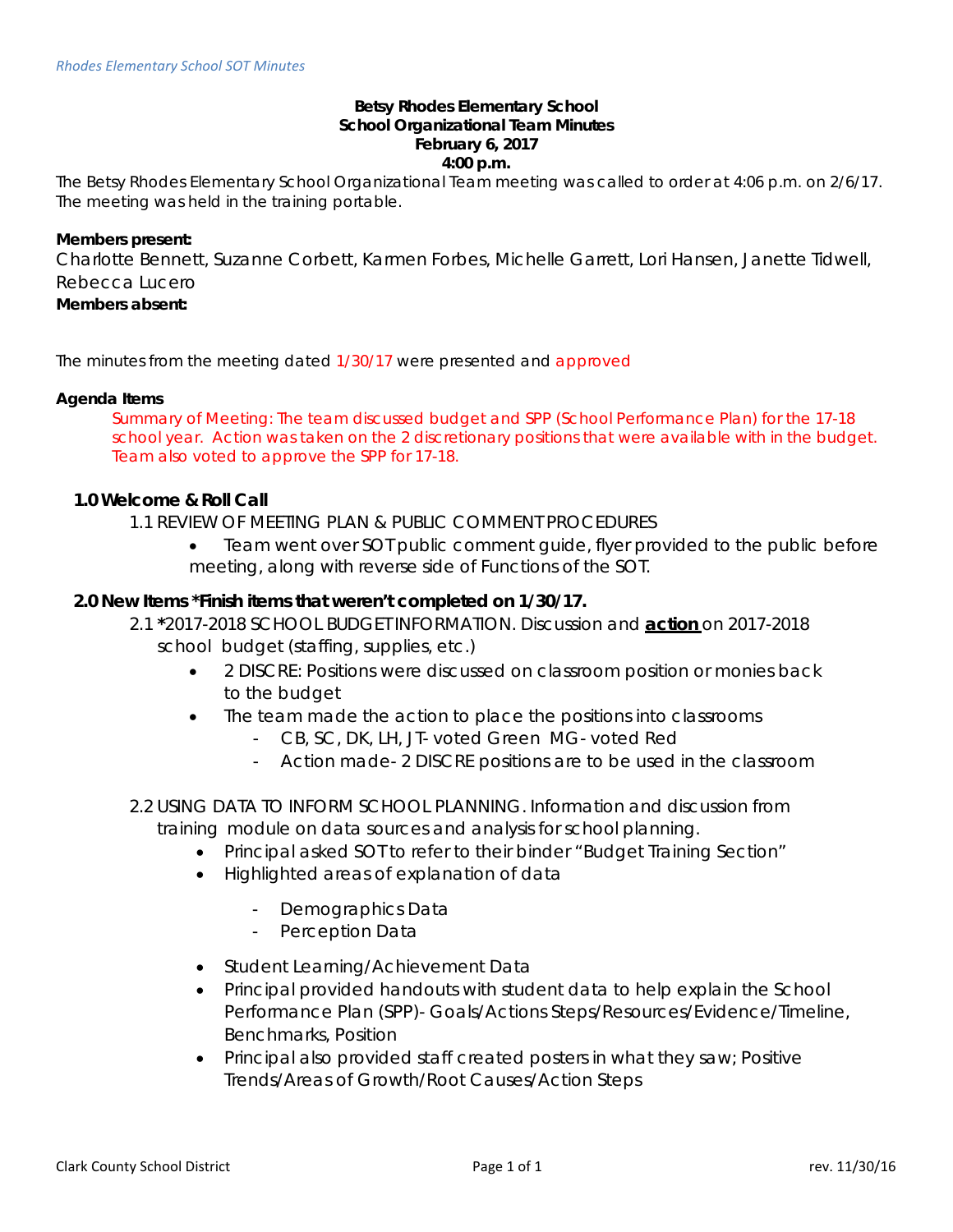**Betsy Rhodes Elementary School**
**School Organizational Team Minutes**
**February 6, 2017**
**4:00 p.m.**

The Betsy Rhodes Elementary School Organizational Team meeting was called to order at 4:06 p.m. on 2/6/17. The meeting was held in the training portable.

**Members present:**
Charlotte Bennett, Suzanne Corbett, Karmen Forbes, Michelle Garrett, Lori Hansen, Janette Tidwell, Rebecca Lucero
**Members absent:**

The minutes from the meeting dated 1/30/17 were presented and approved

**Agenda Items**

Summary of Meeting: The team discussed budget and SPP (School Performance Plan) for the 17-18 school year. Action was taken on the 2 discretionary positions that were available with in the budget. Team also voted to approve the SPP for 17-18.

**1.0 Welcome & Roll Call**

1.1 REVIEW OF MEETING PLAN & PUBLIC COMMENT PROCEDURES

- Team went over SOT public comment guide, flyer provided to the public before meeting, along with reverse side of Functions of the SOT.

**2.0 New Items *Finish items that weren't completed on 1/30/17.**

2.1 *2017-2018 SCHOOL BUDGET INFORMATION. Discussion and **action** on 2017-2018 school budget (staffing, supplies, etc.)

- 2 DISCRE: Positions were discussed on classroom position or monies back to the budget
- The team made the action to place the positions into classrooms
  - CB, SC, DK, LH, JT- voted Green MG- voted Red
  - Action made- 2 DISCRE positions are to be used in the classroom

2.2 USING DATA TO INFORM SCHOOL PLANNING. Information and discussion from training module on data sources and analysis for school planning.

- Principal asked SOT to refer to their binder "Budget Training Section"
- Highlighted areas of explanation of data
  - Demographics Data
  - Perception Data
- Student Learning/Achievement Data
- Principal provided handouts with student data to help explain the School Performance Plan (SPP)- Goals/Actions Steps/Resources/Evidence/Timeline, Benchmarks, Position
- Principal also provided staff created posters in what they saw; Positive Trends/Areas of Growth/Root Causes/Action Steps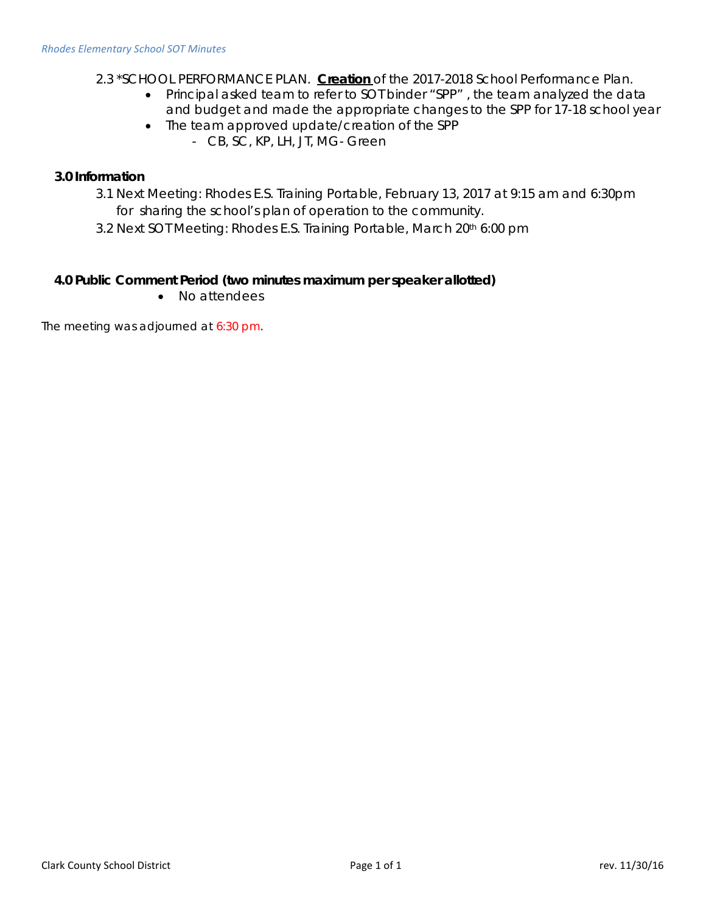2.3 *SCHOOL PERFORMANCE PLAN. **Creation** of the 2017-2018 School Performance Plan.

- Principal asked team to refer to SOT binder "SPP" , the team analyzed the data and budget and made the appropriate changes to the SPP for 17-18 school year
- The team approved update/creation of the SPP
  - CB, SC, KP, LH, JT, MG- Green

**3.0 Information**

3.1 Next Meeting: Rhodes E.S. Training Portable, February 13, 2017 at 9:15 am and 6:30pm for sharing the school's plan of operation to the community.

3.2 Next SOT Meeting: Rhodes E.S. Training Portable, March 20th 6:00 pm

**4.0 Public Comment Period (two minutes maximum per speaker allotted)**

- No attendees

The meeting was adjourned at 6:30 pm.